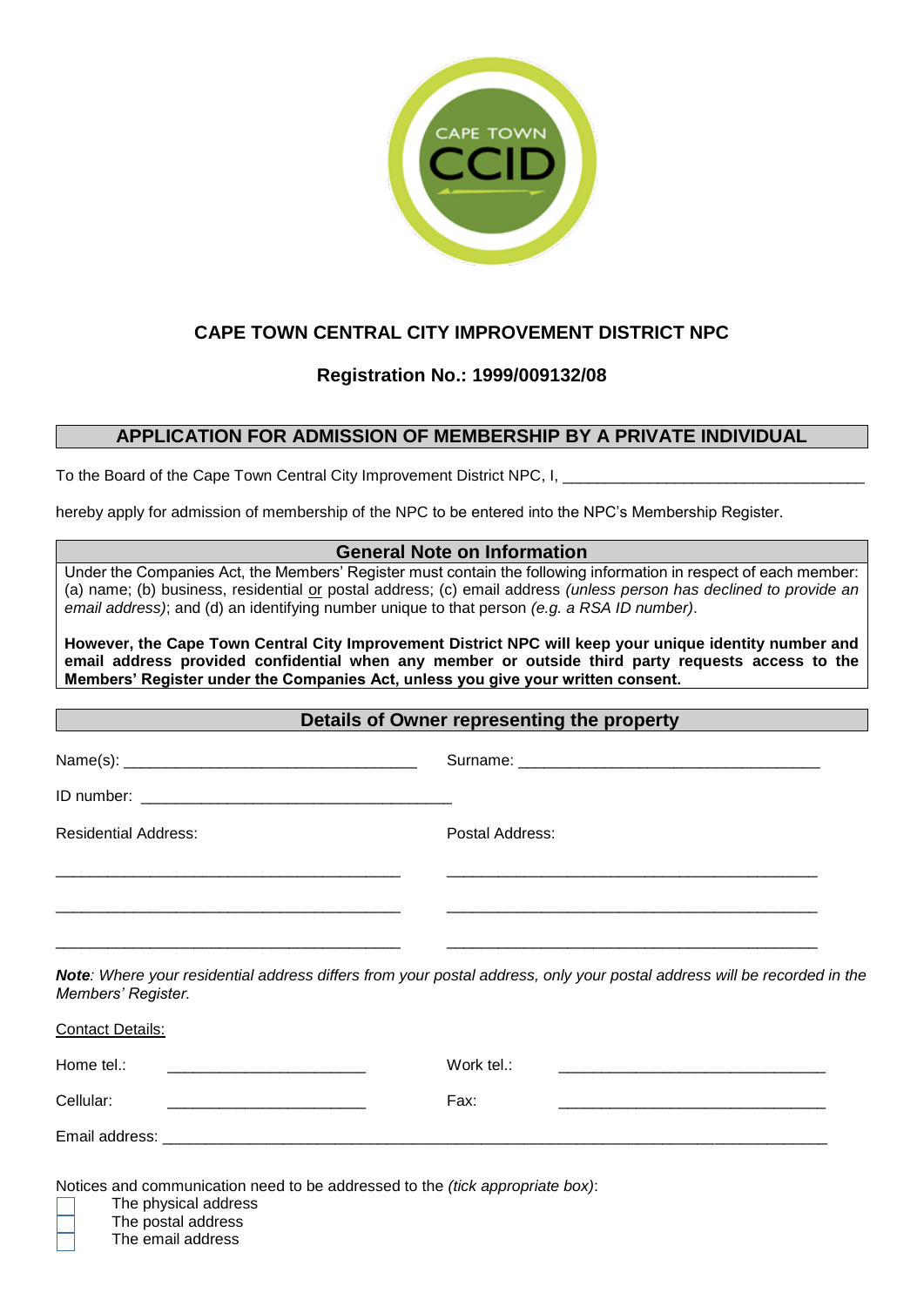# CAPE TOWN CENTRAL CITY IMPROVEMENT DISTRICT NPC

## Registration No.: 1999/009132/08

## APPLICATION FOR ADMISSION OF MEMBERSHIP BY A PRIVATE INDIVIDUAL

To the Board of the Cape Town Central City Improvement District NPC, I, ___________________________________

hereby apply for admission of membership of the NPC to be entered into the NPC's Membership Register.

### General Note on Information

Under the Companies Act, the Members' Register must contain the following information in respect of each member: (a) name; (b) business, residential or postal address; (c) email address *(unless person has declined to provide an email address)*; and (d) an identifying number unique to that person *(e.g. a RSA ID number)*.

**However, the Cape Town Central City Improvement District NPC will keep your unique identity number and email address provided confidential when any member or outside third party requests access to the Members' Register under the Companies Act, unless you give your written consent.**

### Details of Owner representing the property

Name(s): _________________________________ Surname: __________________________________

ID number: ___________________________________

Residential Address:

_______________________________________

_______________________________________

_______________________________________

Postal Address:

__________________________________________

__________________________________________

__________________________________________

***Note**: Where your residential address differs from your postal address, only your postal address will be recorded in the Members' Register.*

Contact Details:

Home tel.: _______________________ Work tel.: _______________________________

Cellular: _______________________ Fax: _______________________________

Email address: ____________________________________________________________________________

Notices and communication need to be addressed to the *(tick appropriate box)*:

- ☐ The physical address
- ☐ The postal address
- ☐ The email address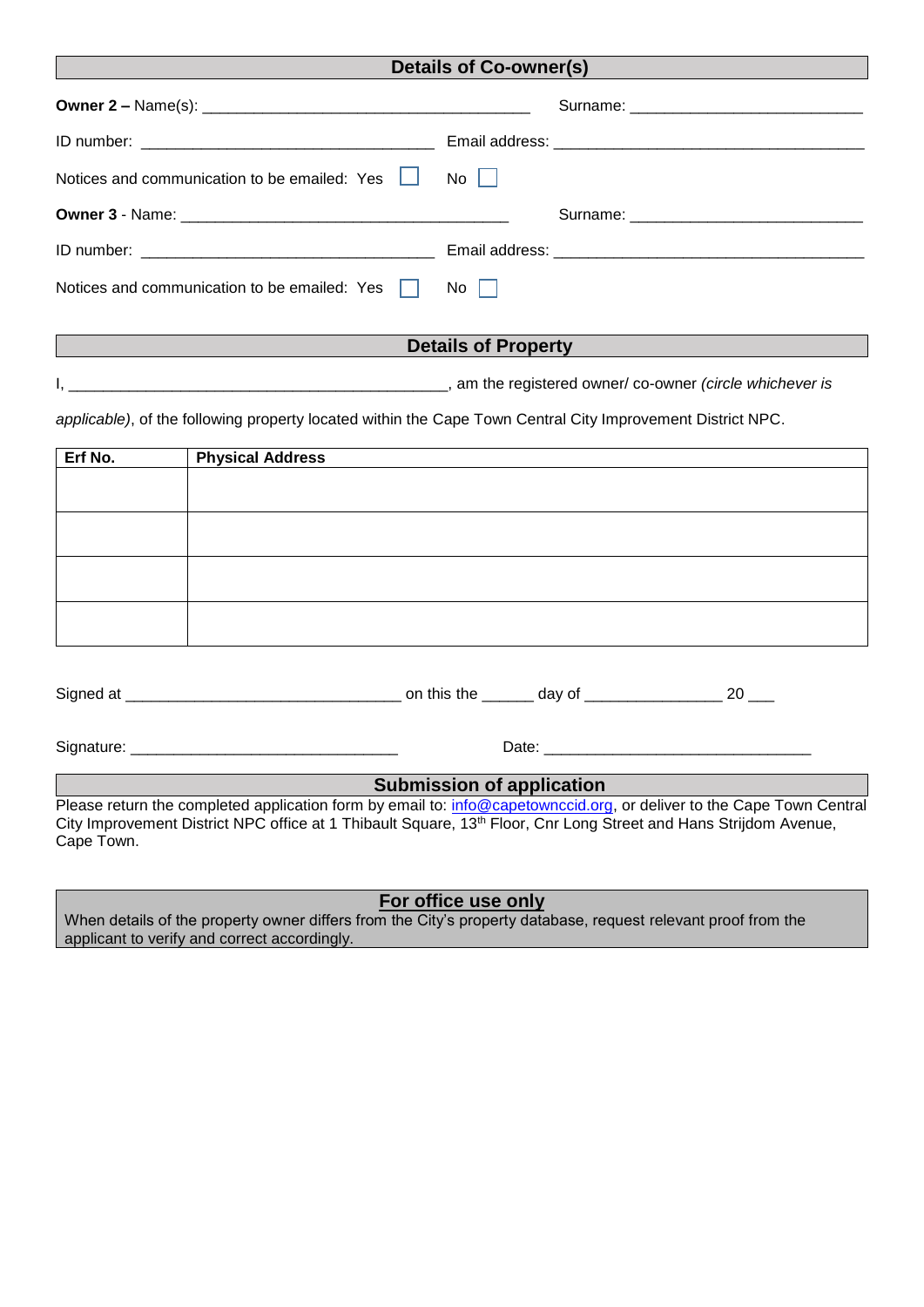## Details of Co-owner(s)

**Owner 2 –** Name(s): ______________________________________ Surname: ___________________________

ID number: __________________________________ Email address: ____________________________________

Notices and communication to be emailed: Yes ☐ No ☐

**Owner 3** - Name: ______________________________________ Surname: ___________________________

ID number: __________________________________ Email address: ____________________________________

Notices and communication to be emailed: Yes ☐ No ☐

## Details of Property

I, ____________________________________________, am the registered owner/ co-owner *(circle whichever is applicable)*, of the following property located within the Cape Town Central City Improvement District NPC.

| Erf No. | Physical Address |
|---|---|
| | |
| | |
| | |
| | |

Signed at ________________________________ on this the ______ day of ________________ 20 ___

Signature: _______________________________ Date: _______________________________

## Submission of application

Please return the completed application form by email to: info@capetownccid.org, or deliver to the Cape Town Central City Improvement District NPC office at 1 Thibault Square, 13th Floor, Cnr Long Street and Hans Strijdom Avenue, Cape Town.

## For office use only

When details of the property owner differs from the City's property database, request relevant proof from the applicant to verify and correct accordingly.